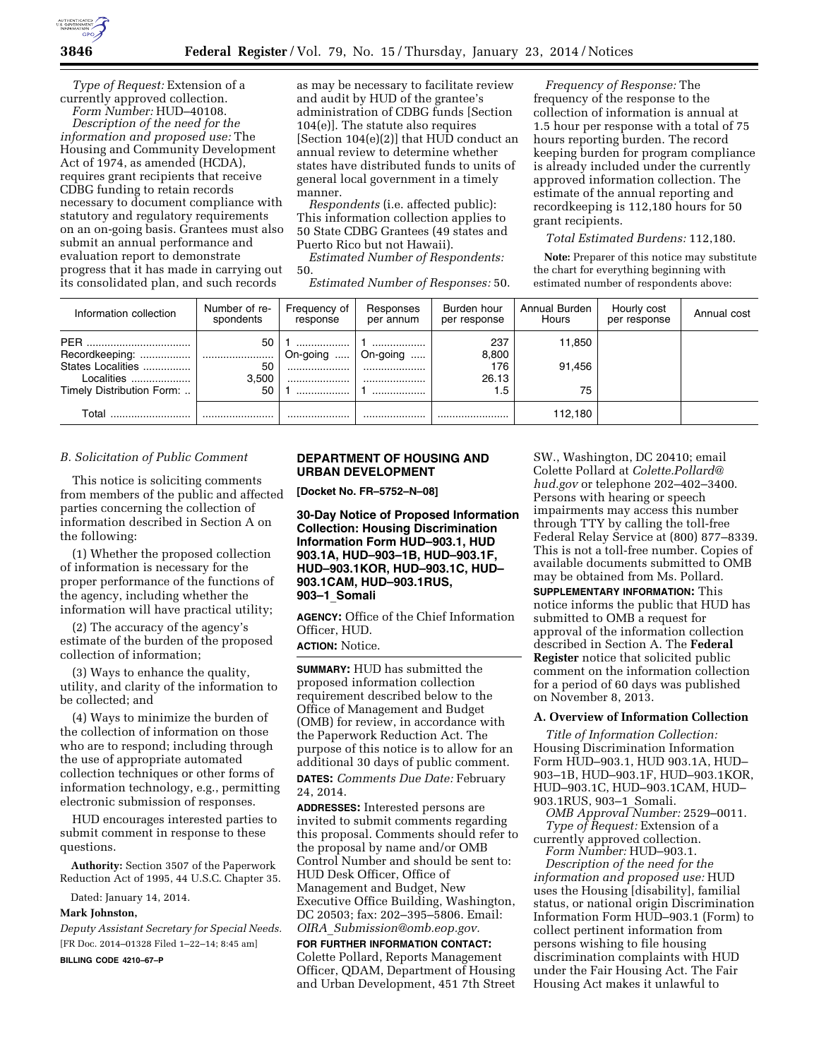*Type of Request:* Extension of a currently approved collection.

*Form Number:* HUD–40108.

*Description of the need for the information and proposed use:* The Housing and Community Development Act of 1974, as amended (HCDA), requires grant recipients that receive CDBG funding to retain records necessary to document compliance with statutory and regulatory requirements on an on-going basis. Grantees must also submit an annual performance and evaluation report to demonstrate progress that it has made in carrying out its consolidated plan, and such records as may be necessary to facilitate review and audit by HUD of the grantee's administration of CDBG funds [Section 104(e)]. The statute also requires [Section 104(e)(2)] that HUD conduct an annual review to determine whether states have distributed funds to units of general local government in a timely manner.

*Respondents* (i.e. affected public): This information collection applies to 50 State CDBG Grantees (49 states and Puerto Rico but not Hawaii).

*Estimated Number of Respondents:* 50.

*Estimated Number of Responses:* 50.

*Frequency of Response:* The frequency of the response to the collection of information is annual at 1.5 hour per response with a total of 75 hours reporting burden. The record keeping burden for program compliance is already included under the currently approved information collection. The estimate of the annual reporting and recordkeeping is 112,180 hours for 50 grant recipients.

*Total Estimated Burdens:* 112,180.

**Note:** Preparer of this notice may substitute the chart for everything beginning with estimated number of respondents above:

| Information collection | Number of respondents | Frequency of response | Responses per annum | Burden hour per response | Annual Burden Hours | Hourly cost per response | Annual cost |
|---|---|---|---|---|---|---|---|
| PER | 50 | 1 | 1 | 237 | 11,850 | | |
| Recordkeeping: | | On-going | On-going | 8,800 | | | |
| States Localities | 50 | | | 176 | 91,456 | | |
| Localities | 3,500 | | | 26.13 | | | |
| Timely Distribution Form: | 50 | 1 | 1 | 1.5 | 75 | | |
| Total | | | | | 112,180 | | |

### B. Solicitation of Public Comment

This notice is soliciting comments from members of the public and affected parties concerning the collection of information described in Section A on the following:

(1) Whether the proposed collection of information is necessary for the proper performance of the functions of the agency, including whether the information will have practical utility;

(2) The accuracy of the agency's estimate of the burden of the proposed collection of information;

(3) Ways to enhance the quality, utility, and clarity of the information to be collected; and

(4) Ways to minimize the burden of the collection of information on those who are to respond; including through the use of appropriate automated collection techniques or other forms of information technology, e.g., permitting electronic submission of responses.

HUD encourages interested parties to submit comment in response to these questions.

**Authority:** Section 3507 of the Paperwork Reduction Act of 1995, 44 U.S.C. Chapter 35.

Dated: January 14, 2014.

**Mark Johnston,**

*Deputy Assistant Secretary for Special Needs.*

[FR Doc. 2014–01328 Filed 1–22–14; 8:45 am]

**BILLING CODE 4210–67–P**

## DEPARTMENT OF HOUSING AND URBAN DEVELOPMENT

**[Docket No. FR–5752–N–08]**

## 30-Day Notice of Proposed Information Collection: Housing Discrimination Information Form HUD–903.1, HUD 903.1A, HUD–903–1B, HUD–903.1F, HUD–903.1KOR, HUD–903.1C, HUD–903.1CAM, HUD–903.1RUS, 903–1_Somali

**AGENCY:** Office of the Chief Information Officer, HUD.

**ACTION:** Notice.

**SUMMARY:** HUD has submitted the proposed information collection requirement described below to the Office of Management and Budget (OMB) for review, in accordance with the Paperwork Reduction Act. The purpose of this notice is to allow for an additional 30 days of public comment.

**DATES:** *Comments Due Date:* February 24, 2014.

**ADDRESSES:** Interested persons are invited to submit comments regarding this proposal. Comments should refer to the proposal by name and/or OMB Control Number and should be sent to: HUD Desk Officer, Office of Management and Budget, New Executive Office Building, Washington, DC 20503; fax: 202–395–5806. Email: *OIRA_Submission@omb.eop.gov.*

**FOR FURTHER INFORMATION CONTACT:** Colette Pollard, Reports Management Officer, QDAM, Department of Housing and Urban Development, 451 7th Street SW., Washington, DC 20410; email Colette Pollard at *Colette.Pollard@hud.gov* or telephone 202–402–3400. Persons with hearing or speech impairments may access this number through TTY by calling the toll-free Federal Relay Service at (800) 877–8339. This is not a toll-free number. Copies of available documents submitted to OMB may be obtained from Ms. Pollard.

**SUPPLEMENTARY INFORMATION:** This notice informs the public that HUD has submitted to OMB a request for approval of the information collection described in Section A. The **Federal Register** notice that solicited public comment on the information collection for a period of 60 days was published on November 8, 2013.

### A. Overview of Information Collection

*Title of Information Collection:* Housing Discrimination Information Form HUD–903.1, HUD 903.1A, HUD–903–1B, HUD–903.1F, HUD–903.1KOR, HUD–903.1C, HUD–903.1CAM, HUD–903.1RUS, 903–1_Somali.

*OMB Approval Number:* 2529–0011.

*Type of Request:* Extension of a currently approved collection.

*Form Number:* HUD–903.1.

*Description of the need for the information and proposed use:* HUD uses the Housing [disability], familial status, or national origin Discrimination Information Form HUD–903.1 (Form) to collect pertinent information from persons wishing to file housing discrimination complaints with HUD under the Fair Housing Act. The Fair Housing Act makes it unlawful to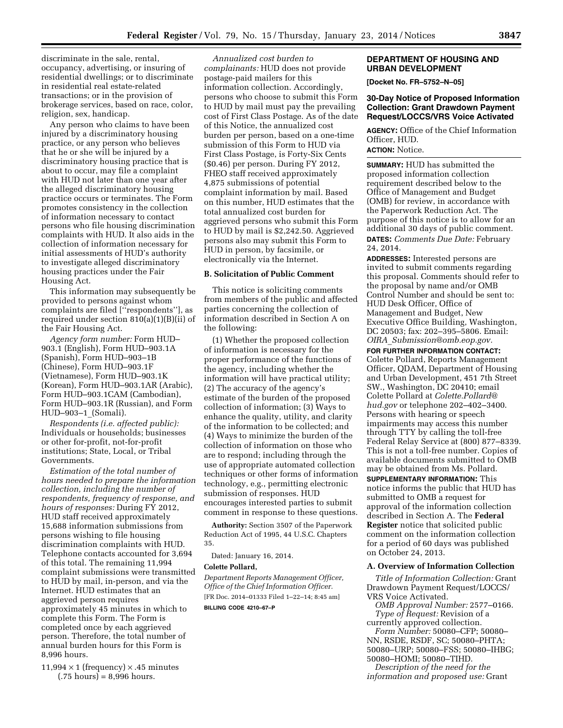discriminate in the sale, rental, occupancy, advertising, or insuring of residential dwellings; or to discriminate in residential real estate-related transactions; or in the provision of brokerage services, based on race, color, religion, sex, handicap.

Any person who claims to have been injured by a discriminatory housing practice, or any person who believes that he or she will be injured by a discriminatory housing practice that is about to occur, may file a complaint with HUD not later than one year after the alleged discriminatory housing practice occurs or terminates. The Form promotes consistency in the collection of information necessary to contact persons who file housing discrimination complaints with HUD. It also aids in the collection of information necessary for initial assessments of HUD's authority to investigate alleged discriminatory housing practices under the Fair Housing Act.

This information may subsequently be provided to persons against whom complaints are filed [''respondents''], as required under section 810(a)(1)(B)(ii) of the Fair Housing Act.

*Agency form number:* Form HUD–903.1 (English), Form HUD–903.1A (Spanish), Form HUD–903–1B (Chinese), Form HUD–903.1F (Vietnamese), Form HUD–903.1K (Korean), Form HUD–903.1AR (Arabic), Form HUD–903.1CAM (Cambodian), Form HUD–903.1R (Russian), and Form HUD–903–1_(Somali).

*Respondents (i.e. affected public):* Individuals or households; businesses or other for-profit, not-for-profit institutions; State, Local, or Tribal Governments.

*Estimation of the total number of hours needed to prepare the information collection, including the number of respondents, frequency of response, and hours of responses:* During FY 2012, HUD staff received approximately 15,688 information submissions from persons wishing to file housing discrimination complaints with HUD. Telephone contacts accounted for 3,694 of this total. The remaining 11,994 complaint submissions were transmitted to HUD by mail, in-person, and via the Internet. HUD estimates that an aggrieved person requires approximately 45 minutes in which to complete this Form. The Form is completed once by each aggrieved person. Therefore, the total number of annual burden hours for this Form is 8,996 hours.

$11,994 \times 1$ (frequency) $\times .45$ minutes (.75 hours) = 8,996 hours.

*Annualized cost burden to complainants:* HUD does not provide postage-paid mailers for this information collection. Accordingly, persons who choose to submit this Form to HUD by mail must pay the prevailing cost of First Class Postage. As of the date of this Notice, the annualized cost burden per person, based on a one-time submission of this Form to HUD via First Class Postage, is Forty-Six Cents ($0.46) per person. During FY 2012, FHEO staff received approximately 4,875 submissions of potential complaint information by mail. Based on this number, HUD estimates that the total annualized cost burden for aggrieved persons who submit this Form to HUD by mail is $2,242.50. Aggrieved persons also may submit this Form to HUD in person, by facsimile, or electronically via the Internet.

### B. Solicitation of Public Comment

This notice is soliciting comments from members of the public and affected parties concerning the collection of information described in Section A on the following:

(1) Whether the proposed collection of information is necessary for the proper performance of the functions of the agency, including whether the information will have practical utility; (2) The accuracy of the agency's estimate of the burden of the proposed collection of information; (3) Ways to enhance the quality, utility, and clarity of the information to be collected; and (4) Ways to minimize the burden of the collection of information on those who are to respond; including through the use of appropriate automated collection techniques or other forms of information technology, e.g., permitting electronic submission of responses. HUD encourages interested parties to submit comment in response to these questions.

**Authority:** Section 3507 of the Paperwork Reduction Act of 1995, 44 U.S.C. Chapters 35.

Dated: January 16, 2014.

**Colette Pollard,**

*Department Reports Management Officer, Office of the Chief Information Officer.*

[FR Doc. 2014–01333 Filed 1–22–14; 8:45 am]

**BILLING CODE 4210–67–P**

## DEPARTMENT OF HOUSING AND URBAN DEVELOPMENT

**[Docket No. FR–5752–N–05]**

## 30-Day Notice of Proposed Information Collection: Grant Drawdown Payment Request/LOCCS/VRS Voice Activated

**AGENCY:** Office of the Chief Information Officer, HUD.

**ACTION:** Notice.

**SUMMARY:** HUD has submitted the proposed information collection requirement described below to the Office of Management and Budget (OMB) for review, in accordance with the Paperwork Reduction Act. The purpose of this notice is to allow for an additional 30 days of public comment.

**DATES:** *Comments Due Date:* February 24, 2014.

**ADDRESSES:** Interested persons are invited to submit comments regarding this proposal. Comments should refer to the proposal by name and/or OMB Control Number and should be sent to: HUD Desk Officer, Office of Management and Budget, New Executive Office Building, Washington, DC 20503; fax: 202–395–5806. Email: *OIRA_Submission@omb.eop.gov.*

**FOR FURTHER INFORMATION CONTACT:** Colette Pollard, Reports Management Officer, QDAM, Department of Housing and Urban Development, 451 7th Street SW., Washington, DC 20410; email Colette Pollard at *Colette.Pollard@hud.gov* or telephone 202–402–3400. Persons with hearing or speech impairments may access this number through TTY by calling the toll-free Federal Relay Service at (800) 877–8339. This is not a toll-free number. Copies of available documents submitted to OMB may be obtained from Ms. Pollard.

**SUPPLEMENTARY INFORMATION:** This notice informs the public that HUD has submitted to OMB a request for approval of the information collection described in Section A. The **Federal Register** notice that solicited public comment on the information collection for a period of 60 days was published on October 24, 2013.

### A. Overview of Information Collection

*Title of Information Collection:* Grant Drawdown Payment Request/LOCCS/VRS Voice Activated.

*OMB Approval Number:* 2577–0166.

*Type of Request:* Revision of a currently approved collection.

*Form Number:* 50080–CFP; 50080–NN, RSDE, RSDF, SC; 50080–PHTA; 50080–URP; 50080–FSS; 50080–IHBG; 50080–HOMI; 50080–TIHD.

*Description of the need for the information and proposed use:* Grant